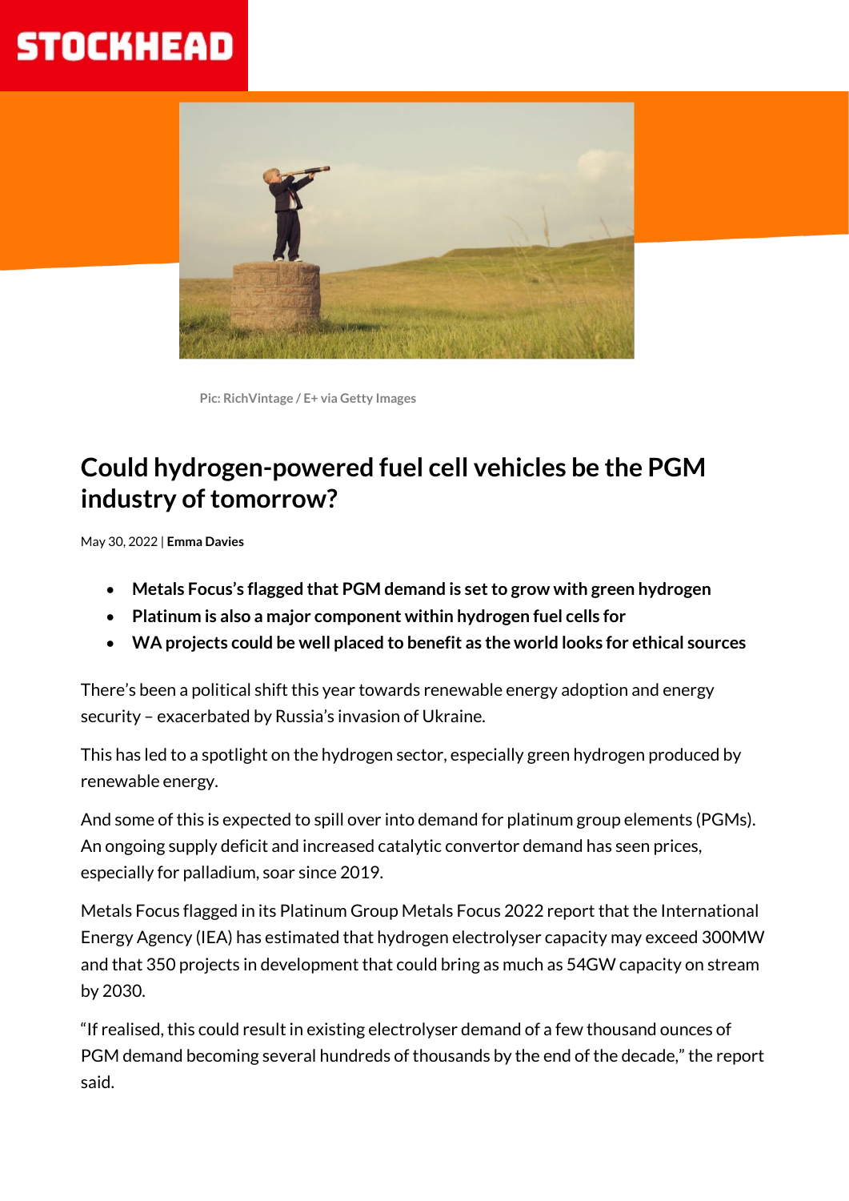Pic: RichVintage / E+ via Getty Images

# Could hydrogen-powered fuel cell vehicles be the PGM industry of tomorrow?

May 30, 2022 | **Emma Davies**

- **Metals Focus's flagged that PGM demand is set to grow with green hydrogen**
- **Platinum is also a major component within hydrogen fuel cells for**
- **WA projects could be well placed to benefit as the world looks for ethical sources**

There's been a political shift this year towards renewable energy adoption and energy security – exacerbated by Russia's invasion of Ukraine.

This has led to a spotlight on the hydrogen sector, especially green hydrogen produced by renewable energy.

And some of this is expected to spill over into demand for platinum group elements (PGMs). An ongoing supply deficit and increased catalytic convertor demand has seen prices, especially for palladium, soar since 2019.

Metals Focus flagged in its Platinum Group Metals Focus 2022 report that the International Energy Agency (IEA) has estimated that hydrogen electrolyser capacity may exceed 300MW and that 350 projects in development that could bring as much as 54GW capacity on stream by 2030.

"If realised, this could result in existing electrolyser demand of a few thousand ounces of PGM demand becoming several hundreds of thousands by the end of the decade," the report said.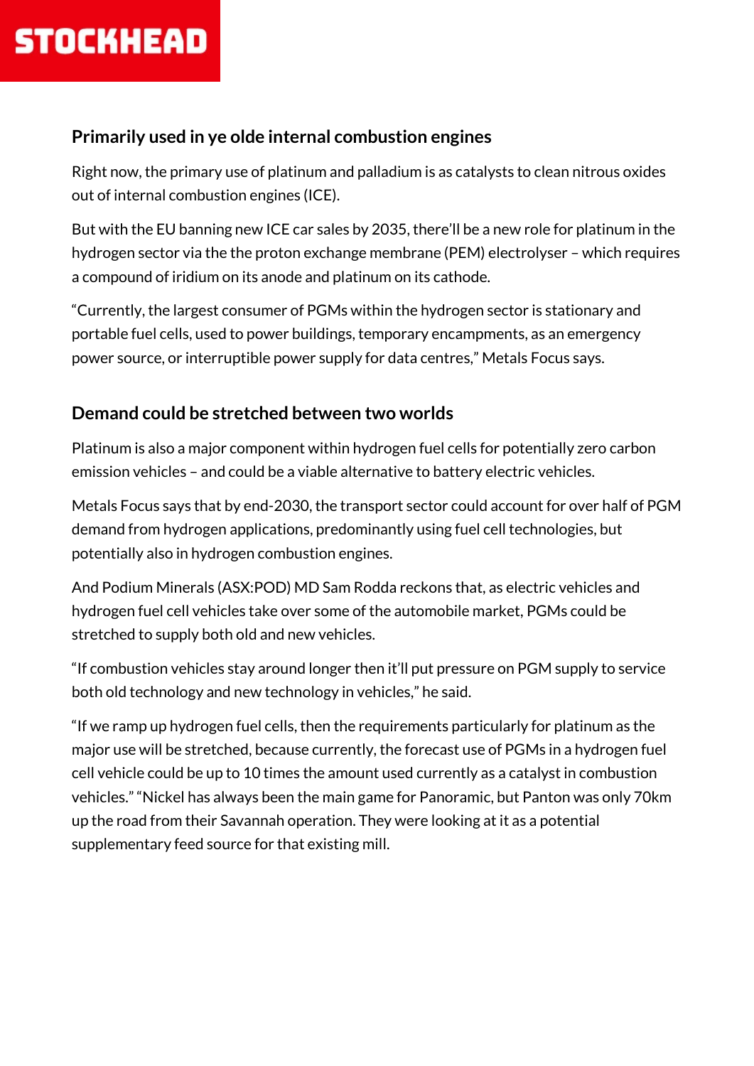## Primarily used in ye olde internal combustion engines

Right now, the primary use of platinum and palladium is as catalysts to clean nitrous oxides out of internal combustion engines (ICE).

But with the EU banning new ICE car sales by 2035, there'll be a new role for platinum in the hydrogen sector via the the proton exchange membrane (PEM) electrolyser – which requires a compound of iridium on its anode and platinum on its cathode.

"Currently, the largest consumer of PGMs within the hydrogen sector is stationary and portable fuel cells, used to power buildings, temporary encampments, as an emergency power source, or interruptible power supply for data centres," Metals Focus says.

## Demand could be stretched between two worlds

Platinum is also a major component within hydrogen fuel cells for potentially zero carbon emission vehicles – and could be a viable alternative to battery electric vehicles.

Metals Focus says that by end-2030, the transport sector could account for over half of PGM demand from hydrogen applications, predominantly using fuel cell technologies, but potentially also in hydrogen combustion engines.

And Podium Minerals (ASX:POD) MD Sam Rodda reckons that, as electric vehicles and hydrogen fuel cell vehicles take over some of the automobile market, PGMs could be stretched to supply both old and new vehicles.

"If combustion vehicles stay around longer then it'll put pressure on PGM supply to service both old technology and new technology in vehicles," he said.

"If we ramp up hydrogen fuel cells, then the requirements particularly for platinum as the major use will be stretched, because currently, the forecast use of PGMs in a hydrogen fuel cell vehicle could be up to 10 times the amount used currently as a catalyst in combustion vehicles." "Nickel has always been the main game for Panoramic, but Panton was only 70km up the road from their Savannah operation. They were looking at it as a potential supplementary feed source for that existing mill.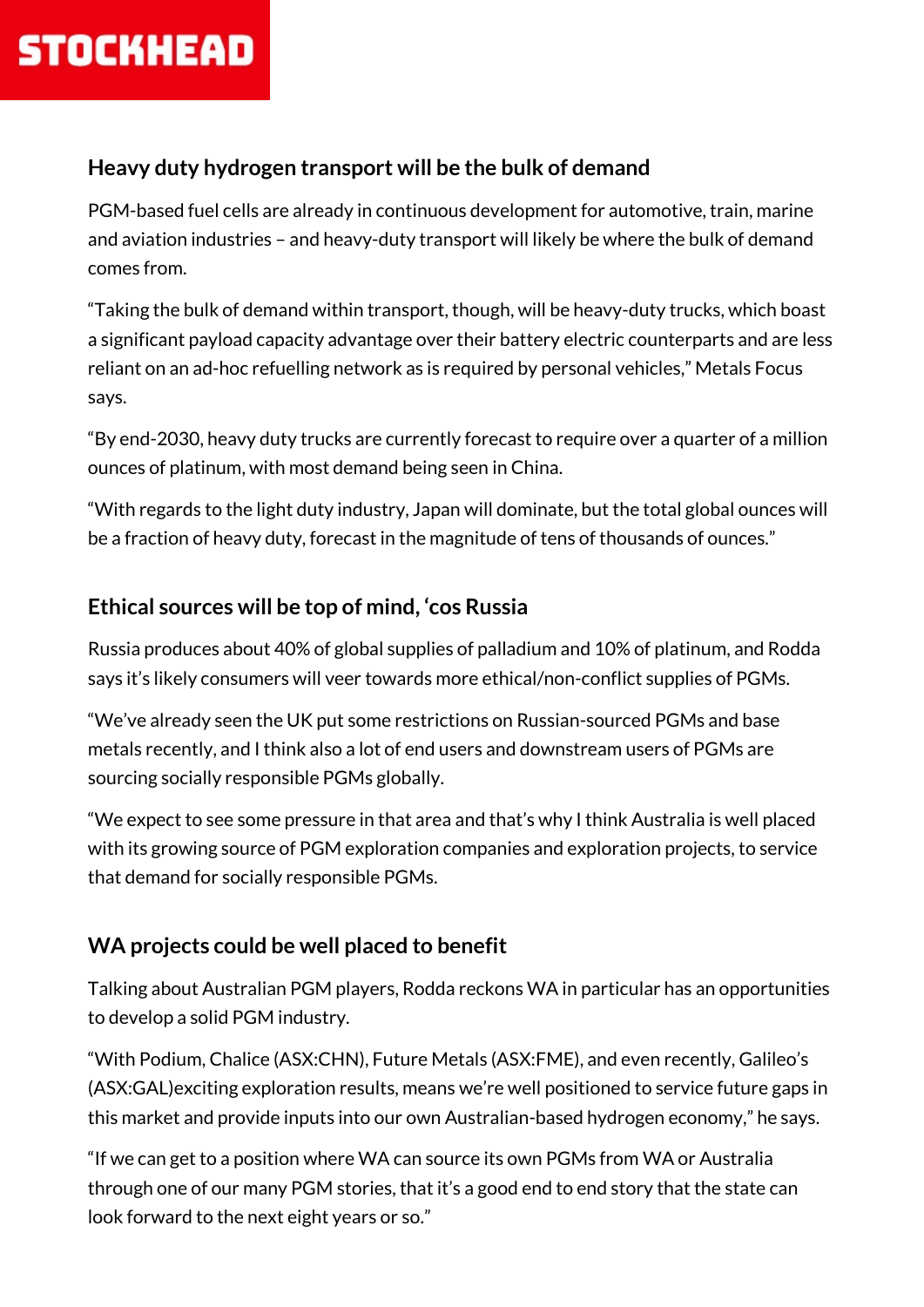## Heavy duty hydrogen transport will be the bulk of demand

PGM-based fuel cells are already in continuous development for automotive, train, marine and aviation industries – and heavy-duty transport will likely be where the bulk of demand comes from.

"Taking the bulk of demand within transport, though, will be heavy-duty trucks, which boast a significant payload capacity advantage over their battery electric counterparts and are less reliant on an ad-hoc refuelling network as is required by personal vehicles," Metals Focus says.

"By end-2030, heavy duty trucks are currently forecast to require over a quarter of a million ounces of platinum, with most demand being seen in China.

"With regards to the light duty industry, Japan will dominate, but the total global ounces will be a fraction of heavy duty, forecast in the magnitude of tens of thousands of ounces."

## Ethical sources will be top of mind, 'cos Russia

Russia produces about 40% of global supplies of palladium and 10% of platinum, and Rodda says it's likely consumers will veer towards more ethical/non-conflict supplies of PGMs.

"We've already seen the UK put some restrictions on Russian-sourced PGMs and base metals recently, and I think also a lot of end users and downstream users of PGMs are sourcing socially responsible PGMs globally.

"We expect to see some pressure in that area and that's why I think Australia is well placed with its growing source of PGM exploration companies and exploration projects, to service that demand for socially responsible PGMs.

## WA projects could be well placed to benefit

Talking about Australian PGM players, Rodda reckons WA in particular has an opportunities to develop a solid PGM industry.

"With Podium, Chalice (ASX:CHN), Future Metals (ASX:FME), and even recently, Galileo's (ASX:GAL)exciting exploration results, means we're well positioned to service future gaps in this market and provide inputs into our own Australian-based hydrogen economy," he says.

"If we can get to a position where WA can source its own PGMs from WA or Australia through one of our many PGM stories, that it's a good end to end story that the state can look forward to the next eight years or so."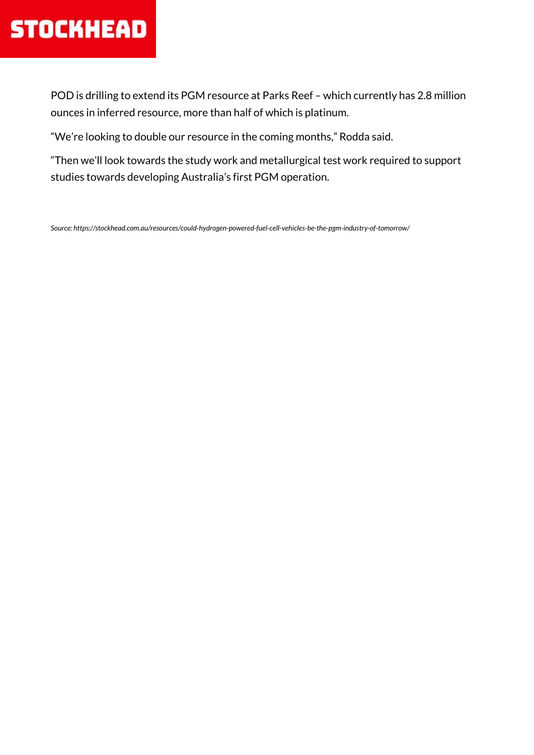POD is drilling to extend its PGM resource at Parks Reef – which currently has 2.8 million ounces in inferred resource, more than half of which is platinum.

“We’re looking to double our resource in the coming months,” Rodda said.

“Then we’ll look towards the study work and metallurgical test work required to support studies towards developing Australia’s first PGM operation.

*Source: https://stockhead.com.au/resources/could-hydrogen-powered-fuel-cell-vehicles-be-the-pgm-industry-of-tomorrow/*